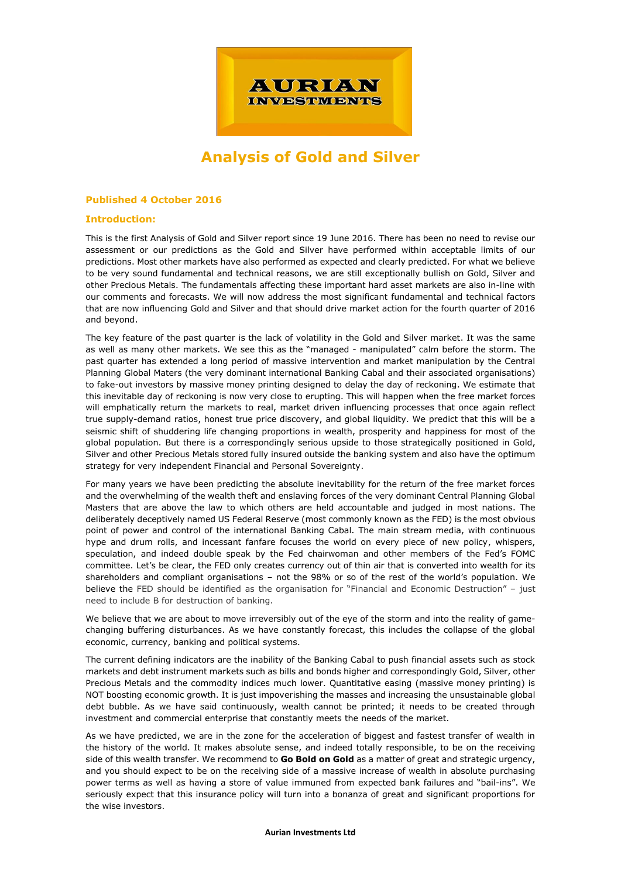AURIAN INVESTMENTS

# Analysis of Gold and Silver

**Published 4 October 2016**

**Introduction:**

This is the first Analysis of Gold and Silver report since 19 June 2016. There has been no need to revise our assessment or our predictions as the Gold and Silver have performed within acceptable limits of our predictions. Most other markets have also performed as expected and clearly predicted. For what we believe to be very sound fundamental and technical reasons, we are still exceptionally bullish on Gold, Silver and other Precious Metals. The fundamentals affecting these important hard asset markets are also in-line with our comments and forecasts. We will now address the most significant fundamental and technical factors that are now influencing Gold and Silver and that should drive market action for the fourth quarter of 2016 and beyond.

The key feature of the past quarter is the lack of volatility in the Gold and Silver market. It was the same as well as many other markets. We see this as the "managed - manipulated" calm before the storm. The past quarter has extended a long period of massive intervention and market manipulation by the Central Planning Global Maters (the very dominant international Banking Cabal and their associated organisations) to fake-out investors by massive money printing designed to delay the day of reckoning. We estimate that this inevitable day of reckoning is now very close to erupting. This will happen when the free market forces will emphatically return the markets to real, market driven influencing processes that once again reflect true supply-demand ratios, honest true price discovery, and global liquidity. We predict that this will be a seismic shift of shuddering life changing proportions in wealth, prosperity and happiness for most of the global population. But there is a correspondingly serious upside to those strategically positioned in Gold, Silver and other Precious Metals stored fully insured outside the banking system and also have the optimum strategy for very independent Financial and Personal Sovereignty.

For many years we have been predicting the absolute inevitability for the return of the free market forces and the overwhelming of the wealth theft and enslaving forces of the very dominant Central Planning Global Masters that are above the law to which others are held accountable and judged in most nations. The deliberately deceptively named US Federal Reserve (most commonly known as the FED) is the most obvious point of power and control of the international Banking Cabal. The main stream media, with continuous hype and drum rolls, and incessant fanfare focuses the world on every piece of new policy, whispers, speculation, and indeed double speak by the Fed chairwoman and other members of the Fed's FOMC committee. Let's be clear, the FED only creates currency out of thin air that is converted into wealth for its shareholders and compliant organisations – not the 98% or so of the rest of the world's population. We believe the FED should be identified as the organisation for "Financial and Economic Destruction" – just need to include B for destruction of banking.

We believe that we are about to move irreversibly out of the eye of the storm and into the reality of game-changing buffering disturbances. As we have constantly forecast, this includes the collapse of the global economic, currency, banking and political systems.

The current defining indicators are the inability of the Banking Cabal to push financial assets such as stock markets and debt instrument markets such as bills and bonds higher and correspondingly Gold, Silver, other Precious Metals and the commodity indices much lower. Quantitative easing (massive money printing) is NOT boosting economic growth. It is just impoverishing the masses and increasing the unsustainable global debt bubble. As we have said continuously, wealth cannot be printed; it needs to be created through investment and commercial enterprise that constantly meets the needs of the market.

As we have predicted, we are in the zone for the acceleration of biggest and fastest transfer of wealth in the history of the world. It makes absolute sense, and indeed totally responsible, to be on the receiving side of this wealth transfer. We recommend to **Go Bold on Gold** as a matter of great and strategic urgency, and you should expect to be on the receiving side of a massive increase of wealth in absolute purchasing power terms as well as having a store of value immuned from expected bank failures and "bail-ins". We seriously expect that this insurance policy will turn into a bonanza of great and significant proportions for the wise investors.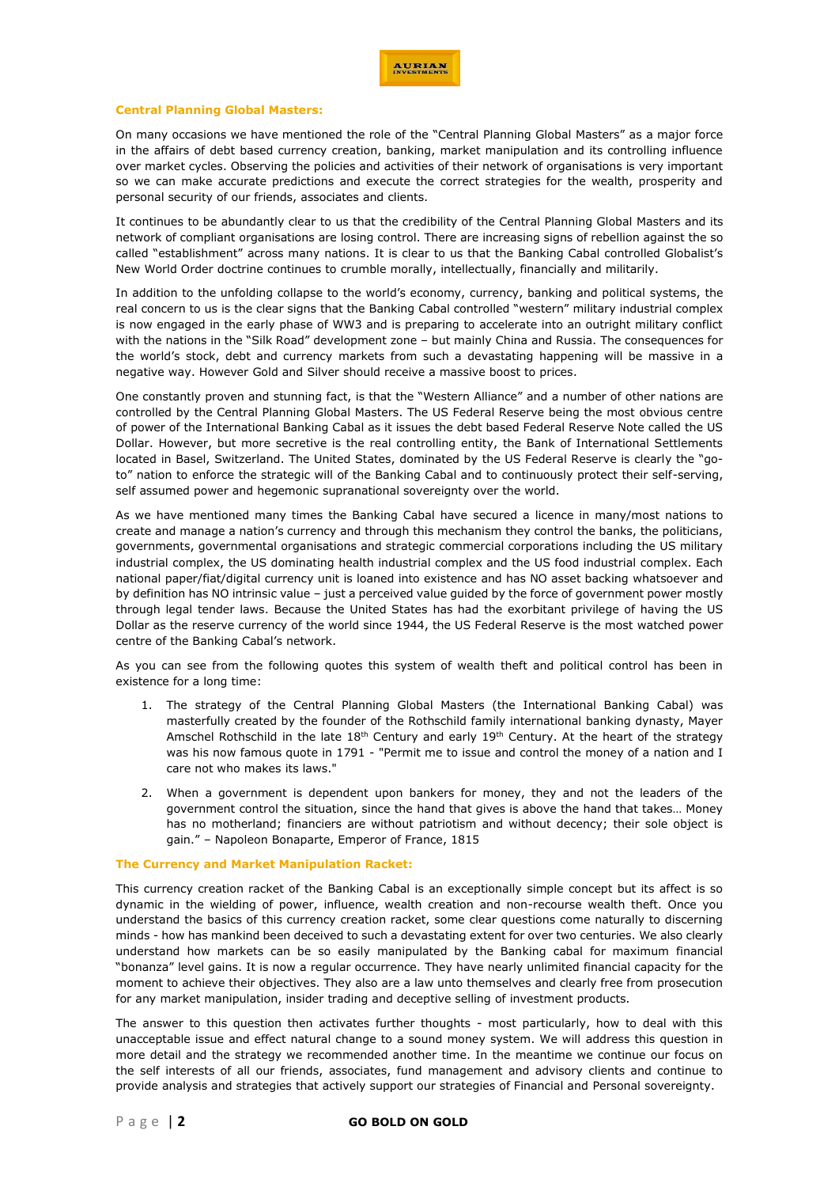**Central Planning Global Masters:**

On many occasions we have mentioned the role of the "Central Planning Global Masters" as a major force in the affairs of debt based currency creation, banking, market manipulation and its controlling influence over market cycles. Observing the policies and activities of their network of organisations is very important so we can make accurate predictions and execute the correct strategies for the wealth, prosperity and personal security of our friends, associates and clients.

It continues to be abundantly clear to us that the credibility of the Central Planning Global Masters and its network of compliant organisations are losing control. There are increasing signs of rebellion against the so called "establishment" across many nations. It is clear to us that the Banking Cabal controlled Globalist's New World Order doctrine continues to crumble morally, intellectually, financially and militarily.

In addition to the unfolding collapse to the world's economy, currency, banking and political systems, the real concern to us is the clear signs that the Banking Cabal controlled "western" military industrial complex is now engaged in the early phase of WW3 and is preparing to accelerate into an outright military conflict with the nations in the "Silk Road" development zone – but mainly China and Russia. The consequences for the world's stock, debt and currency markets from such a devastating happening will be massive in a negative way. However Gold and Silver should receive a massive boost to prices.

One constantly proven and stunning fact, is that the "Western Alliance" and a number of other nations are controlled by the Central Planning Global Masters. The US Federal Reserve being the most obvious centre of power of the International Banking Cabal as it issues the debt based Federal Reserve Note called the US Dollar. However, but more secretive is the real controlling entity, the Bank of International Settlements located in Basel, Switzerland. The United States, dominated by the US Federal Reserve is clearly the "go-to" nation to enforce the strategic will of the Banking Cabal and to continuously protect their self-serving, self assumed power and hegemonic supranational sovereignty over the world.

As we have mentioned many times the Banking Cabal have secured a licence in many/most nations to create and manage a nation's currency and through this mechanism they control the banks, the politicians, governments, governmental organisations and strategic commercial corporations including the US military industrial complex, the US dominating health industrial complex and the US food industrial complex. Each national paper/fiat/digital currency unit is loaned into existence and has NO asset backing whatsoever and by definition has NO intrinsic value – just a perceived value guided by the force of government power mostly through legal tender laws. Because the United States has had the exorbitant privilege of having the US Dollar as the reserve currency of the world since 1944, the US Federal Reserve is the most watched power centre of the Banking Cabal's network.

As you can see from the following quotes this system of wealth theft and political control has been in existence for a long time:

1. The strategy of the Central Planning Global Masters (the International Banking Cabal) was masterfully created by the founder of the Rothschild family international banking dynasty, Mayer Amschel Rothschild in the late 18th Century and early 19th Century. At the heart of the strategy was his now famous quote in 1791 - "Permit me to issue and control the money of a nation and I care not who makes its laws."
2. When a government is dependent upon bankers for money, they and not the leaders of the government control the situation, since the hand that gives is above the hand that takes… Money has no motherland; financiers are without patriotism and without decency; their sole object is gain." – Napoleon Bonaparte, Emperor of France, 1815

**The Currency and Market Manipulation Racket:**

This currency creation racket of the Banking Cabal is an exceptionally simple concept but its affect is so dynamic in the wielding of power, influence, wealth creation and non-recourse wealth theft. Once you understand the basics of this currency creation racket, some clear questions come naturally to discerning minds - how has mankind been deceived to such a devastating extent for over two centuries. We also clearly understand how markets can be so easily manipulated by the Banking cabal for maximum financial "bonanza" level gains. It is now a regular occurrence. They have nearly unlimited financial capacity for the moment to achieve their objectives. They also are a law unto themselves and clearly free from prosecution for any market manipulation, insider trading and deceptive selling of investment products.

The answer to this question then activates further thoughts - most particularly, how to deal with this unacceptable issue and effect natural change to a sound money system. We will address this question in more detail and the strategy we recommended another time. In the meantime we continue our focus on the self interests of all our friends, associates, fund management and advisory clients and continue to provide analysis and strategies that actively support our strategies of Financial and Personal sovereignty.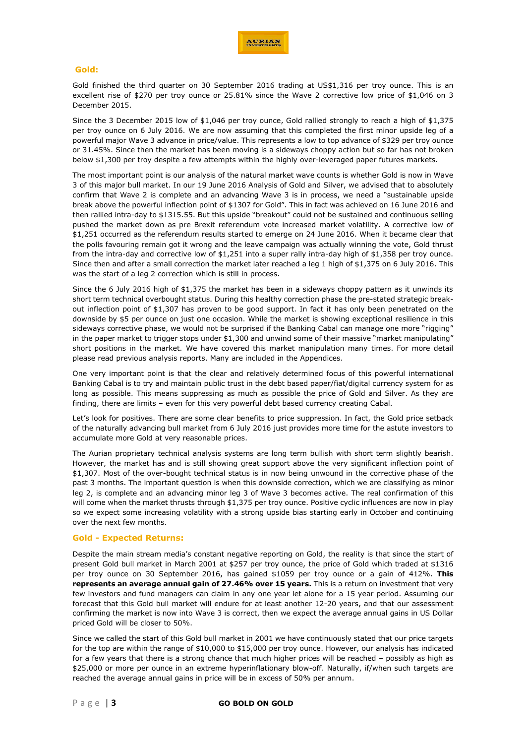## Gold:

Gold finished the third quarter on 30 September 2016 trading at US$1,316 per troy ounce. This is an excellent rise of $270 per troy ounce or 25.81% since the Wave 2 corrective low price of $1,046 on 3 December 2015.

Since the 3 December 2015 low of $1,046 per troy ounce, Gold rallied strongly to reach a high of $1,375 per troy ounce on 6 July 2016. We are now assuming that this completed the first minor upside leg of a powerful major Wave 3 advance in price/value. This represents a low to top advance of $329 per troy ounce or 31.45%. Since then the market has been moving is a sideways choppy action but so far has not broken below $1,300 per troy despite a few attempts within the highly over-leveraged paper futures markets.

The most important point is our analysis of the natural market wave counts is whether Gold is now in Wave 3 of this major bull market. In our 19 June 2016 Analysis of Gold and Silver, we advised that to absolutely confirm that Wave 2 is complete and an advancing Wave 3 is in process, we need a "sustainable upside break above the powerful inflection point of $1307 for Gold". This in fact was achieved on 16 June 2016 and then rallied intra-day to $1315.55. But this upside "breakout" could not be sustained and continuous selling pushed the market down as pre Brexit referendum vote increased market volatility. A corrective low of $1,251 occurred as the referendum results started to emerge on 24 June 2016. When it became clear that the polls favouring remain got it wrong and the leave campaign was actually winning the vote, Gold thrust from the intra-day and corrective low of $1,251 into a super rally intra-day high of $1,358 per troy ounce. Since then and after a small correction the market later reached a leg 1 high of $1,375 on 6 July 2016. This was the start of a leg 2 correction which is still in process.

Since the 6 July 2016 high of $1,375 the market has been in a sideways choppy pattern as it unwinds its short term technical overbought status. During this healthy correction phase the pre-stated strategic break-out inflection point of $1,307 has proven to be good support. In fact it has only been penetrated on the downside by $5 per ounce on just one occasion. While the market is showing exceptional resilience in this sideways corrective phase, we would not be surprised if the Banking Cabal can manage one more "rigging" in the paper market to trigger stops under $1,300 and unwind some of their massive "market manipulating" short positions in the market. We have covered this market manipulation many times. For more detail please read previous analysis reports. Many are included in the Appendices.

One very important point is that the clear and relatively determined focus of this powerful international Banking Cabal is to try and maintain public trust in the debt based paper/fiat/digital currency system for as long as possible. This means suppressing as much as possible the price of Gold and Silver. As they are finding, there are limits – even for this very powerful debt based currency creating Cabal.

Let's look for positives. There are some clear benefits to price suppression. In fact, the Gold price setback of the naturally advancing bull market from 6 July 2016 just provides more time for the astute investors to accumulate more Gold at very reasonable prices.

The Aurian proprietary technical analysis systems are long term bullish with short term slightly bearish. However, the market has and is still showing great support above the very significant inflection point of $1,307. Most of the over-bought technical status is in now being unwound in the corrective phase of the past 3 months. The important question is when this downside correction, which we are classifying as minor leg 2, is complete and an advancing minor leg 3 of Wave 3 becomes active. The real confirmation of this will come when the market thrusts through $1,375 per troy ounce. Positive cyclic influences are now in play so we expect some increasing volatility with a strong upside bias starting early in October and continuing over the next few months.

## Gold - Expected Returns:

Despite the main stream media's constant negative reporting on Gold, the reality is that since the start of present Gold bull market in March 2001 at $257 per troy ounce, the price of Gold which traded at $1316 per troy ounce on 30 September 2016, has gained $1059 per troy ounce or a gain of 412%. **This represents an average annual gain of 27.46% over 15 years.** This is a return on investment that very few investors and fund managers can claim in any one year let alone for a 15 year period. Assuming our forecast that this Gold bull market will endure for at least another 12-20 years, and that our assessment confirming the market is now into Wave 3 is correct, then we expect the average annual gains in US Dollar priced Gold will be closer to 50%.

Since we called the start of this Gold bull market in 2001 we have continuously stated that our price targets for the top are within the range of $10,000 to $15,000 per troy ounce. However, our analysis has indicated for a few years that there is a strong chance that much higher prices will be reached – possibly as high as $25,000 or more per ounce in an extreme hyperinflationary blow-off. Naturally, if/when such targets are reached the average annual gains in price will be in excess of 50% per annum.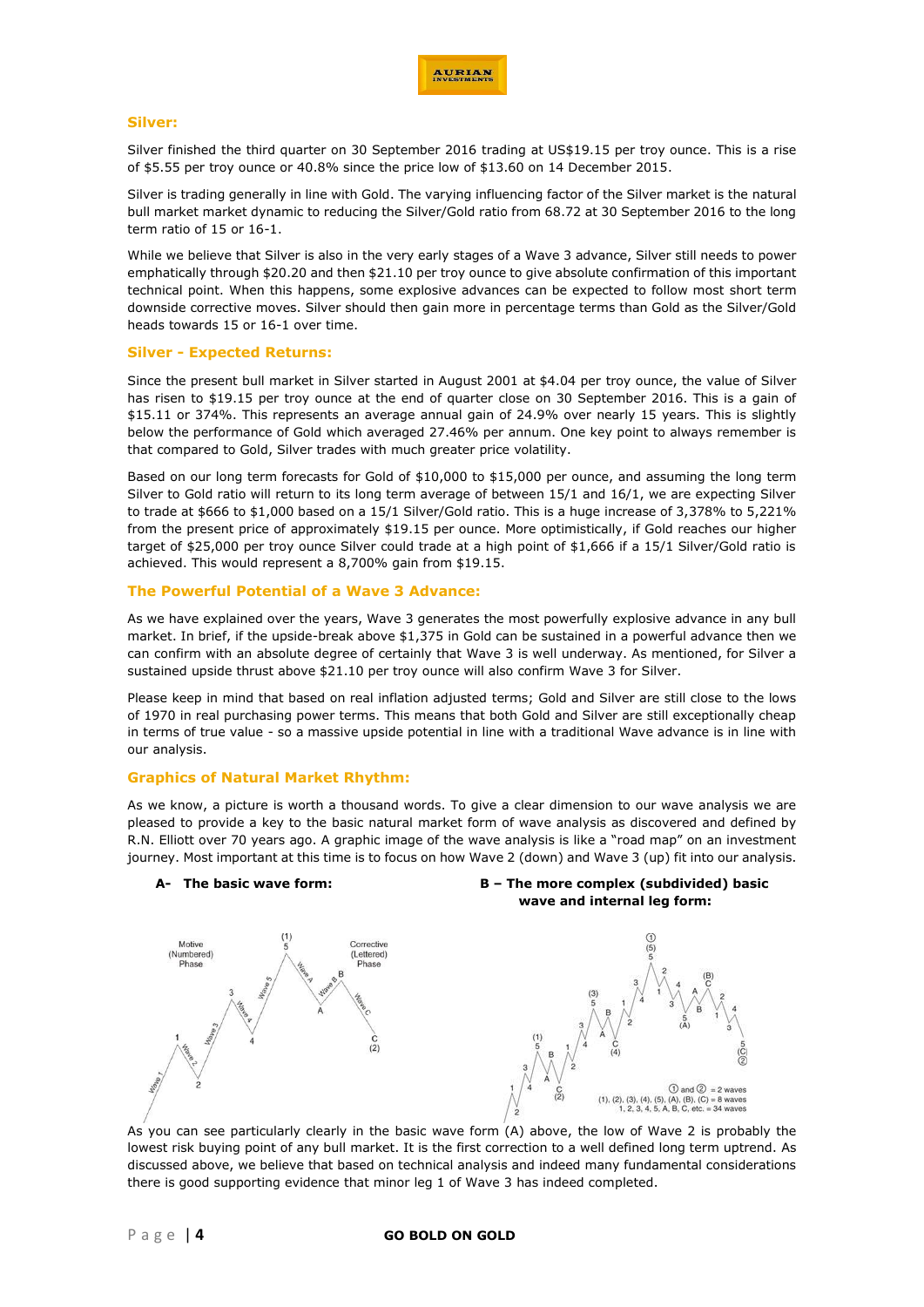## Silver:

Silver finished the third quarter on 30 September 2016 trading at US$19.15 per troy ounce. This is a rise of $5.55 per troy ounce or 40.8% since the price low of $13.60 on 14 December 2015.

Silver is trading generally in line with Gold. The varying influencing factor of the Silver market is the natural bull market market dynamic to reducing the Silver/Gold ratio from 68.72 at 30 September 2016 to the long term ratio of 15 or 16-1.

While we believe that Silver is also in the very early stages of a Wave 3 advance, Silver still needs to power emphatically through $20.20 and then $21.10 per troy ounce to give absolute confirmation of this important technical point. When this happens, some explosive advances can be expected to follow most short term downside corrective moves. Silver should then gain more in percentage terms than Gold as the Silver/Gold heads towards 15 or 16-1 over time.

## Silver - Expected Returns:

Since the present bull market in Silver started in August 2001 at $4.04 per troy ounce, the value of Silver has risen to $19.15 per troy ounce at the end of quarter close on 30 September 2016. This is a gain of $15.11 or 374%. This represents an average annual gain of 24.9% over nearly 15 years. This is slightly below the performance of Gold which averaged 27.46% per annum. One key point to always remember is that compared to Gold, Silver trades with much greater price volatility.

Based on our long term forecasts for Gold of $10,000 to $15,000 per ounce, and assuming the long term Silver to Gold ratio will return to its long term average of between 15/1 and 16/1, we are expecting Silver to trade at $666 to $1,000 based on a 15/1 Silver/Gold ratio. This is a huge increase of 3,378% to 5,221% from the present price of approximately $19.15 per ounce. More optimistically, if Gold reaches our higher target of $25,000 per troy ounce Silver could trade at a high point of $1,666 if a 15/1 Silver/Gold ratio is achieved. This would represent a 8,700% gain from $19.15.

## The Powerful Potential of a Wave 3 Advance:

As we have explained over the years, Wave 3 generates the most powerfully explosive advance in any bull market. In brief, if the upside-break above $1,375 in Gold can be sustained in a powerful advance then we can confirm with an absolute degree of certainly that Wave 3 is well underway. As mentioned, for Silver a sustained upside thrust above $21.10 per troy ounce will also confirm Wave 3 for Silver.

Please keep in mind that based on real inflation adjusted terms; Gold and Silver are still close to the lows of 1970 in real purchasing power terms. This means that both Gold and Silver are still exceptionally cheap in terms of true value - so a massive upside potential in line with a traditional Wave advance is in line with our analysis.

## Graphics of Natural Market Rhythm:

As we know, a picture is worth a thousand words. To give a clear dimension to our wave analysis we are pleased to provide a key to the basic natural market form of wave analysis as discovered and defined by R.N. Elliott over 70 years ago. A graphic image of the wave analysis is like a "road map" on an investment journey. Most important at this time is to focus on how Wave 2 (down) and Wave 3 (up) fit into our analysis.

**A- The basic wave form:**

**B – The more complex (subdivided) basic wave and internal leg form:**

As you can see particularly clearly in the basic wave form (A) above, the low of Wave 2 is probably the lowest risk buying point of any bull market. It is the first correction to a well defined long term uptrend. As discussed above, we believe that based on technical analysis and indeed many fundamental considerations there is good supporting evidence that minor leg 1 of Wave 3 has indeed completed.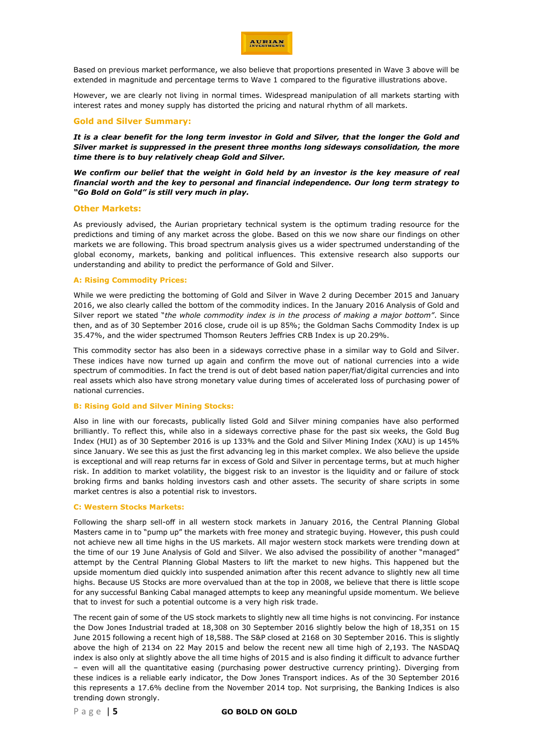Based on previous market performance, we also believe that proportions presented in Wave 3 above will be extended in magnitude and percentage terms to Wave 1 compared to the figurative illustrations above.

However, we are clearly not living in normal times. Widespread manipulation of all markets starting with interest rates and money supply has distorted the pricing and natural rhythm of all markets.

## Gold and Silver Summary:

***It is a clear benefit for the long term investor in Gold and Silver, that the longer the Gold and Silver market is suppressed in the present three months long sideways consolidation, the more time there is to buy relatively cheap Gold and Silver.***

***We confirm our belief that the weight in Gold held by an investor is the key measure of real financial worth and the key to personal and financial independence. Our long term strategy to "Go Bold on Gold" is still very much in play.***

## Other Markets:

As previously advised, the Aurian proprietary technical system is the optimum trading resource for the predictions and timing of any market across the globe. Based on this we now share our findings on other markets we are following. This broad spectrum analysis gives us a wider spectrumed understanding of the global economy, markets, banking and political influences. This extensive research also supports our understanding and ability to predict the performance of Gold and Silver.

### A: Rising Commodity Prices:

While we were predicting the bottoming of Gold and Silver in Wave 2 during December 2015 and January 2016, we also clearly called the bottom of the commodity indices. In the January 2016 Analysis of Gold and Silver report we stated "*the whole commodity index is in the process of making a major bottom*". Since then, and as of 30 September 2016 close, crude oil is up 85%; the Goldman Sachs Commodity Index is up 35.47%, and the wider spectrumed Thomson Reuters Jeffries CRB Index is up 20.29%.

This commodity sector has also been in a sideways corrective phase in a similar way to Gold and Silver. These indices have now turned up again and confirm the move out of national currencies into a wide spectrum of commodities. In fact the trend is out of debt based nation paper/fiat/digital currencies and into real assets which also have strong monetary value during times of accelerated loss of purchasing power of national currencies.

### B: Rising Gold and Silver Mining Stocks:

Also in line with our forecasts, publically listed Gold and Silver mining companies have also performed brilliantly. To reflect this, while also in a sideways corrective phase for the past six weeks, the Gold Bug Index (HUI) as of 30 September 2016 is up 133% and the Gold and Silver Mining Index (XAU) is up 145% since January. We see this as just the first advancing leg in this market complex. We also believe the upside is exceptional and will reap returns far in excess of Gold and Silver in percentage terms, but at much higher risk. In addition to market volatility, the biggest risk to an investor is the liquidity and or failure of stock broking firms and banks holding investors cash and other assets. The security of share scripts in some market centres is also a potential risk to investors.

### C: Western Stocks Markets:

Following the sharp sell-off in all western stock markets in January 2016, the Central Planning Global Masters came in to "pump up" the markets with free money and strategic buying. However, this push could not achieve new all time highs in the US markets. All major western stock markets were trending down at the time of our 19 June Analysis of Gold and Silver. We also advised the possibility of another "managed" attempt by the Central Planning Global Masters to lift the market to new highs. This happened but the upside momentum died quickly into suspended animation after this recent advance to slightly new all time highs. Because US Stocks are more overvalued than at the top in 2008, we believe that there is little scope for any successful Banking Cabal managed attempts to keep any meaningful upside momentum. We believe that to invest for such a potential outcome is a very high risk trade.

The recent gain of some of the US stock markets to slightly new all time highs is not convincing. For instance the Dow Jones Industrial traded at 18,308 on 30 September 2016 slightly below the high of 18,351 on 15 June 2015 following a recent high of 18,588. The S&P closed at 2168 on 30 September 2016. This is slightly above the high of 2134 on 22 May 2015 and below the recent new all time high of 2,193. The NASDAQ index is also only at slightly above the all time highs of 2015 and is also finding it difficult to advance further – even will all the quantitative easing (purchasing power destructive currency printing). Diverging from these indices is a reliable early indicator, the Dow Jones Transport indices. As of the 30 September 2016 this represents a 17.6% decline from the November 2014 top. Not surprising, the Banking Indices is also trending down strongly.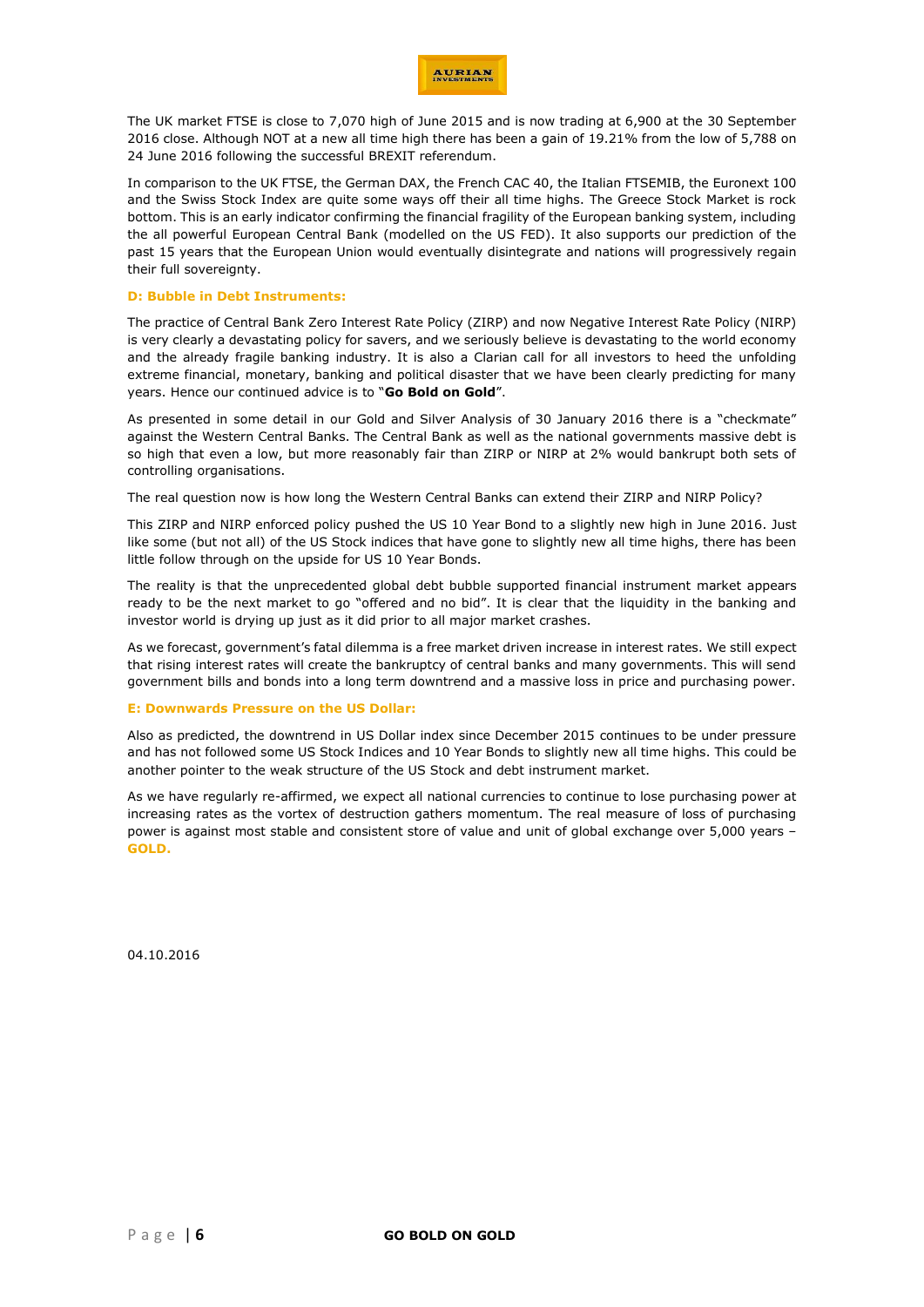The UK market FTSE is close to 7,070 high of June 2015 and is now trading at 6,900 at the 30 September 2016 close. Although NOT at a new all time high there has been a gain of 19.21% from the low of 5,788 on 24 June 2016 following the successful BREXIT referendum.

In comparison to the UK FTSE, the German DAX, the French CAC 40, the Italian FTSEMIB, the Euronext 100 and the Swiss Stock Index are quite some ways off their all time highs. The Greece Stock Market is rock bottom. This is an early indicator confirming the financial fragility of the European banking system, including the all powerful European Central Bank (modelled on the US FED). It also supports our prediction of the past 15 years that the European Union would eventually disintegrate and nations will progressively regain their full sovereignty.

### D: Bubble in Debt Instruments:

The practice of Central Bank Zero Interest Rate Policy (ZIRP) and now Negative Interest Rate Policy (NIRP) is very clearly a devastating policy for savers, and we seriously believe is devastating to the world economy and the already fragile banking industry. It is also a Clarian call for all investors to heed the unfolding extreme financial, monetary, banking and political disaster that we have been clearly predicting for many years. Hence our continued advice is to "**Go Bold on Gold**".

As presented in some detail in our Gold and Silver Analysis of 30 January 2016 there is a "checkmate" against the Western Central Banks. The Central Bank as well as the national governments massive debt is so high that even a low, but more reasonably fair than ZIRP or NIRP at 2% would bankrupt both sets of controlling organisations.

The real question now is how long the Western Central Banks can extend their ZIRP and NIRP Policy?

This ZIRP and NIRP enforced policy pushed the US 10 Year Bond to a slightly new high in June 2016. Just like some (but not all) of the US Stock indices that have gone to slightly new all time highs, there has been little follow through on the upside for US 10 Year Bonds.

The reality is that the unprecedented global debt bubble supported financial instrument market appears ready to be the next market to go "offered and no bid". It is clear that the liquidity in the banking and investor world is drying up just as it did prior to all major market crashes.

As we forecast, government's fatal dilemma is a free market driven increase in interest rates. We still expect that rising interest rates will create the bankruptcy of central banks and many governments. This will send government bills and bonds into a long term downtrend and a massive loss in price and purchasing power.

### E: Downwards Pressure on the US Dollar:

Also as predicted, the downtrend in US Dollar index since December 2015 continues to be under pressure and has not followed some US Stock Indices and 10 Year Bonds to slightly new all time highs. This could be another pointer to the weak structure of the US Stock and debt instrument market.

As we have regularly re-affirmed, we expect all national currencies to continue to lose purchasing power at increasing rates as the vortex of destruction gathers momentum. The real measure of loss of purchasing power is against most stable and consistent store of value and unit of global exchange over 5,000 years – **GOLD.**

04.10.2016